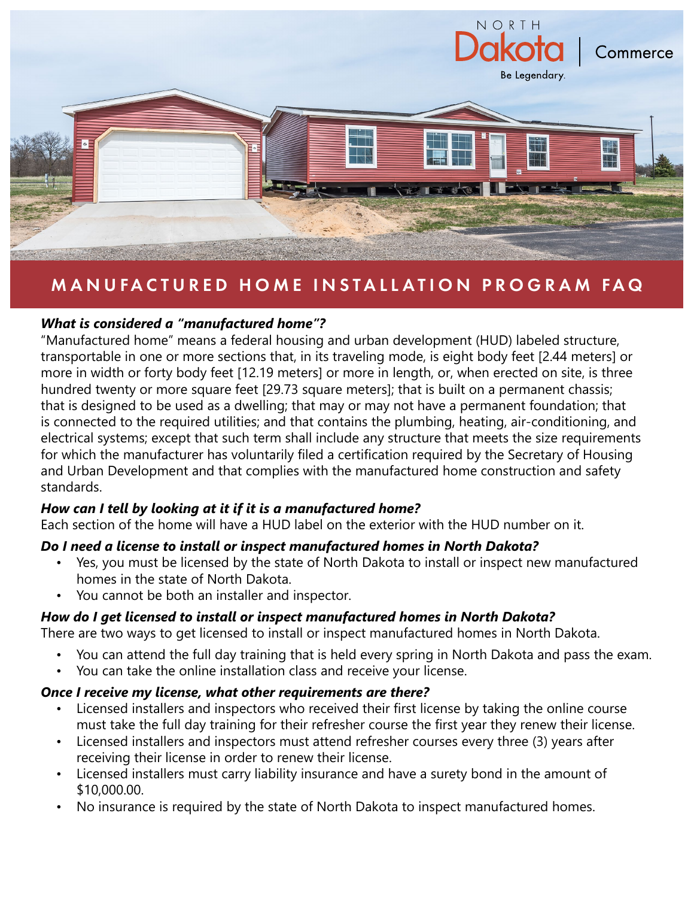# MANUFACTURED HOME INSTALLATION PROGRAM FAQ

### *What is considered a "manufactured home"?*

"Manufactured home" means a federal housing and urban development (HUD) labeled structure, transportable in one or more sections that, in its traveling mode, is eight body feet [2.44 meters] or more in width or forty body feet [12.19 meters] or more in length, or, when erected on site, is three hundred twenty or more square feet [29.73 square meters]; that is built on a permanent chassis; that is designed to be used as a dwelling; that may or may not have a permanent foundation; that is connected to the required utilities; and that contains the plumbing, heating, air-conditioning, and electrical systems; except that such term shall include any structure that meets the size requirements for which the manufacturer has voluntarily filed a certification required by the Secretary of Housing and Urban Development and that complies with the manufactured home construction and safety standards.

### *How can I tell by looking at it if it is a manufactured home?*

Each section of the home will have a HUD label on the exterior with the HUD number on it.

### *Do I need a license to install or inspect manufactured homes in North Dakota?*

- Yes, you must be licensed by the state of North Dakota to install or inspect new manufactured homes in the state of North Dakota.
- You cannot be both an installer and inspector.

### *How do I get licensed to install or inspect manufactured homes in North Dakota?*

There are two ways to get licensed to install or inspect manufactured homes in North Dakota.

- You can attend the full day training that is held every spring in North Dakota and pass the exam.
- You can take the online installation class and receive your license.

### *Once I receive my license, what other requirements are there?*

- Licensed installers and inspectors who received their first license by taking the online course must take the full day training for their refresher course the first year they renew their license.
- Licensed installers and inspectors must attend refresher courses every three (3) years after receiving their license in order to renew their license.
- Licensed installers must carry liability insurance and have a surety bond in the amount of $10,000.00.
- No insurance is required by the state of North Dakota to inspect manufactured homes.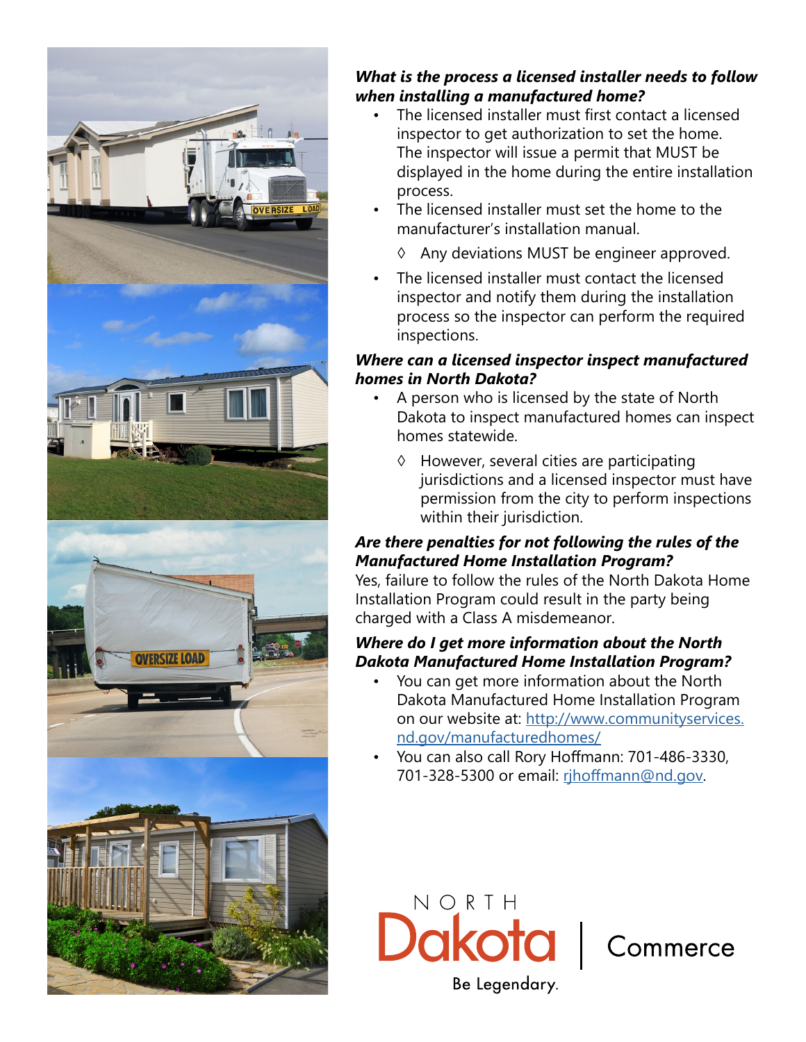***What is the process a licensed installer needs to follow when installing a manufactured home?***

- The licensed installer must first contact a licensed inspector to get authorization to set the home. The inspector will issue a permit that MUST be displayed in the home during the entire installation process.
- The licensed installer must set the home to the manufacturer's installation manual.
  - ◊ Any deviations MUST be engineer approved.
- The licensed installer must contact the licensed inspector and notify them during the installation process so the inspector can perform the required inspections.

***Where can a licensed inspector inspect manufactured homes in North Dakota?***

- A person who is licensed by the state of North Dakota to inspect manufactured homes can inspect homes statewide.
  - ◊ However, several cities are participating jurisdictions and a licensed inspector must have permission from the city to perform inspections within their jurisdiction.

***Are there penalties for not following the rules of the Manufactured Home Installation Program?***

Yes, failure to follow the rules of the North Dakota Home Installation Program could result in the party being charged with a Class A misdemeanor.

***Where do I get more information about the North Dakota Manufactured Home Installation Program?***

- You can get more information about the North Dakota Manufactured Home Installation Program on our website at: [http://www.communityservices.nd.gov/manufacturedhomes/](http://www.communityservices.nd.gov/manufacturedhomes/)
- You can also call Rory Hoffmann: 701-486-3330, 701-328-5300 or email: [rjhoffmann@nd.gov](mailto:rjhoffmann@nd.gov).

NORTH Dakota | Commerce

Be Legendary.